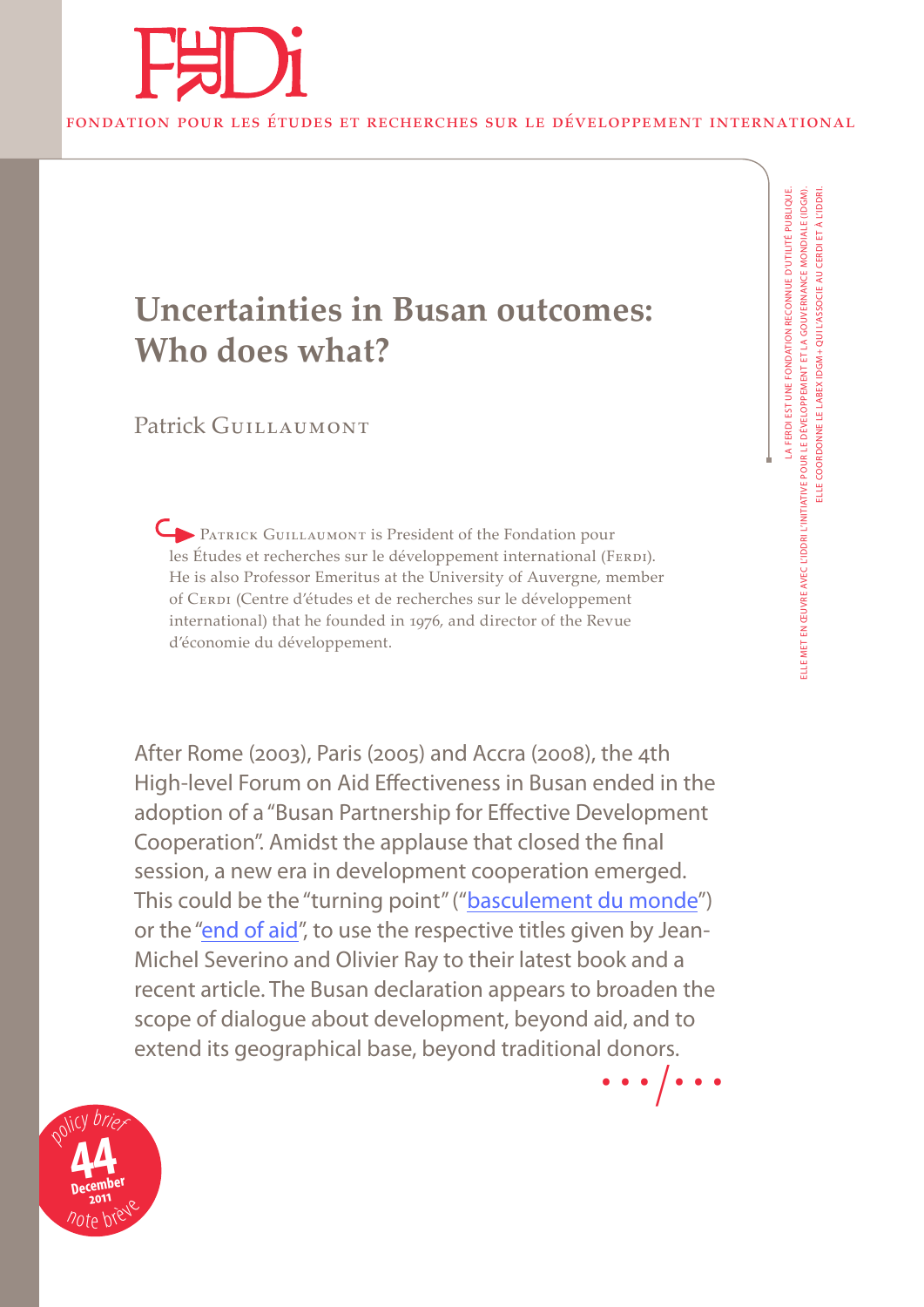FONDATION POUR LES ÉTUDES ET RECHERCHES SUR LE DÉVELOPPEMENT INTERNATIONAL

LA FERDI EST UNE FONDATION RECONNUE D'UTILITÉ PUBLIQUE.
ELLE MET EN ŒUVRE AVEC L'IDDRI L'INITIATIVE POUR LE DÉVELOPPEMENT ET LA GOUVERNANCE MONDIALE (IDGM).
ELLE COORDONNE LE LABEX IDGM+ QUI L'ASSOCIE AU CERDI ET À L'IDDRI.

# Uncertainties in Busan outcomes: Who does what?

Patrick Guillaumont

Patrick Guillaumont is President of the Fondation pour les Études et recherches sur le développement international (Ferdi). He is also Professor Emeritus at the University of Auvergne, member of Cerdi (Centre d'études et de recherches sur le développement international) that he founded in 1976, and director of the Revue d'économie du développement.

After Rome (2003), Paris (2005) and Accra (2008), the 4th High-level Forum on Aid Effectiveness in Busan ended in the adoption of a "Busan Partnership for Effective Development Cooperation". Amidst the applause that closed the final session, a new era in development cooperation emerged. This could be the "turning point" ("basculement du monde") or the "end of aid", to use the respective titles given by Jean-Michel Severino and Olivier Ray to their latest book and a recent article. The Busan declaration appears to broaden the scope of dialogue about development, beyond aid, and to extend its geographical base, beyond traditional donors.

…/…

policy brief 44 December 2011 note brève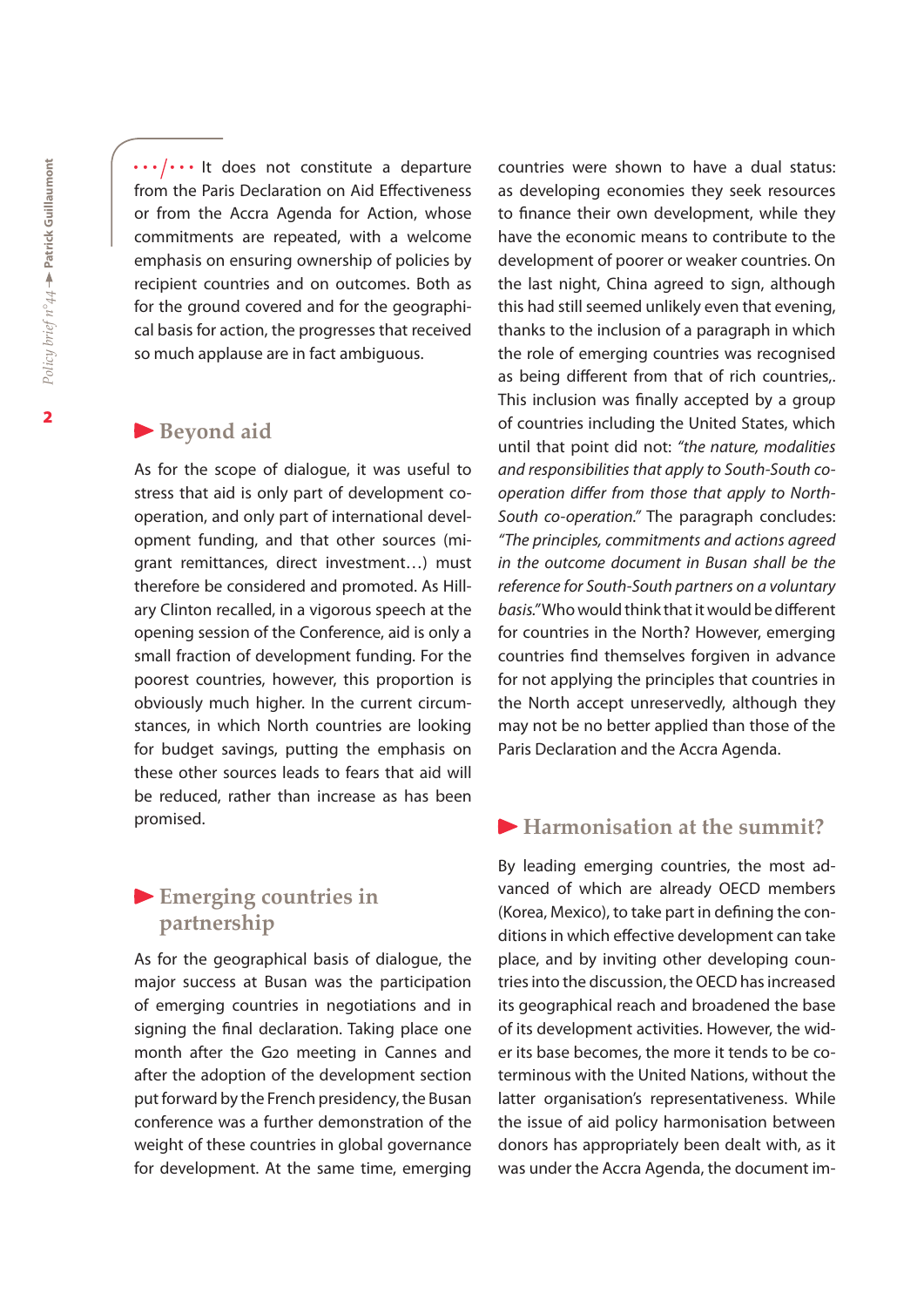…/… It does not constitute a departure from the Paris Declaration on Aid Effectiveness or from the Accra Agenda for Action, whose commitments are repeated, with a welcome emphasis on ensuring ownership of policies by recipient countries and on outcomes. Both as for the ground covered and for the geographical basis for action, the progresses that received so much applause are in fact ambiguous.

## Beyond aid

As for the scope of dialogue, it was useful to stress that aid is only part of development co-operation, and only part of international development funding, and that other sources (migrant remittances, direct investment…) must therefore be considered and promoted. As Hillary Clinton recalled, in a vigorous speech at the opening session of the Conference, aid is only a small fraction of development funding. For the poorest countries, however, this proportion is obviously much higher. In the current circumstances, in which North countries are looking for budget savings, putting the emphasis on these other sources leads to fears that aid will be reduced, rather than increase as has been promised.

## Emerging countries in partnership

As for the geographical basis of dialogue, the major success at Busan was the participation of emerging countries in negotiations and in signing the final declaration. Taking place one month after the G20 meeting in Cannes and after the adoption of the development section put forward by the French presidency, the Busan conference was a further demonstration of the weight of these countries in global governance for development. At the same time, emerging countries were shown to have a dual status: as developing economies they seek resources to finance their own development, while they have the economic means to contribute to the development of poorer or weaker countries. On the last night, China agreed to sign, although this had still seemed unlikely even that evening, thanks to the inclusion of a paragraph in which the role of emerging countries was recognised as being different from that of rich countries,. This inclusion was finally accepted by a group of countries including the United States, which until that point did not: *"the nature, modalities and responsibilities that apply to South-South co-operation differ from those that apply to North-South co-operation."* The paragraph concludes: *"The principles, commitments and actions agreed in the outcome document in Busan shall be the reference for South-South partners on a voluntary basis."* Who would think that it would be different for countries in the North? However, emerging countries find themselves forgiven in advance for not applying the principles that countries in the North accept unreservedly, although they may not be no better applied than those of the Paris Declaration and the Accra Agenda.

## Harmonisation at the summit?

By leading emerging countries, the most advanced of which are already OECD members (Korea, Mexico), to take part in defining the conditions in which effective development can take place, and by inviting other developing countries into the discussion, the OECD has increased its geographical reach and broadened the base of its development activities. However, the wider its base becomes, the more it tends to be coterminous with the United Nations, without the latter organisation's representativeness. While the issue of aid policy harmonisation between donors has appropriately been dealt with, as it was under the Accra Agenda, the document im-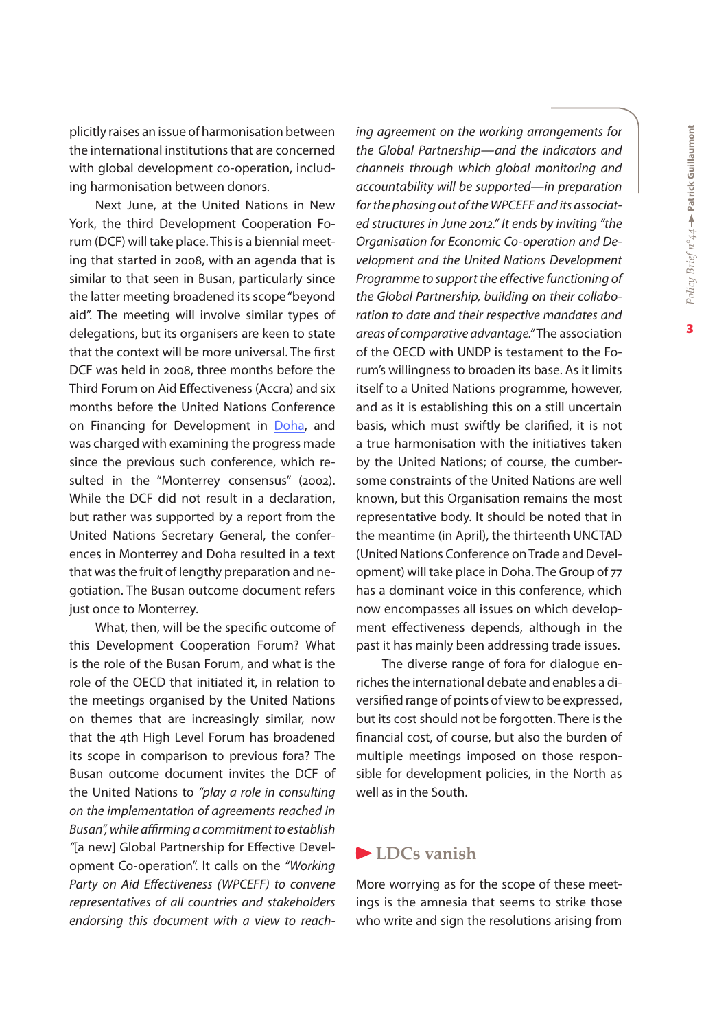plicitly raises an issue of harmonisation between the international institutions that are concerned with global development co-operation, including harmonisation between donors.

Next June, at the United Nations in New York, the third Development Cooperation Forum (DCF) will take place. This is a biennial meeting that started in 2008, with an agenda that is similar to that seen in Busan, particularly since the latter meeting broadened its scope "beyond aid". The meeting will involve similar types of delegations, but its organisers are keen to state that the context will be more universal. The first DCF was held in 2008, three months before the Third Forum on Aid Effectiveness (Accra) and six months before the United Nations Conference on Financing for Development in Doha, and was charged with examining the progress made since the previous such conference, which resulted in the "Monterrey consensus" (2002). While the DCF did not result in a declaration, but rather was supported by a report from the United Nations Secretary General, the conferences in Monterrey and Doha resulted in a text that was the fruit of lengthy preparation and negotiation. The Busan outcome document refers just once to Monterrey.

What, then, will be the specific outcome of this Development Cooperation Forum? What is the role of the Busan Forum, and what is the role of the OECD that initiated it, in relation to the meetings organised by the United Nations on themes that are increasingly similar, now that the 4th High Level Forum has broadened its scope in comparison to previous fora? The Busan outcome document invites the DCF of the United Nations to *"play a role in consulting on the implementation of agreements reached in Busan", while affirming a commitment to establish "*[a new] Global Partnership for Effective Development Co-operation". It calls on the *"Working Party on Aid Effectiveness (WPCEFF) to convene representatives of all countries and stakeholders endorsing this document with a view to reaching agreement on the working arrangements for the Global Partnership—and the indicators and channels through which global monitoring and accountability will be supported—in preparation for the phasing out of the WPCEFF and its associated structures in June 2012."* It ends by inviting *"the Organisation for Economic Co-operation and Development and the United Nations Development Programme to support the effective functioning of the Global Partnership, building on their collaboration to date and their respective mandates and areas of comparative advantage."* The association of the OECD with UNDP is testament to the Forum's willingness to broaden its base. As it limits itself to a United Nations programme, however, and as it is establishing this on a still uncertain basis, which must swiftly be clarified, it is not a true harmonisation with the initiatives taken by the United Nations; of course, the cumbersome constraints of the United Nations are well known, but this Organisation remains the most representative body. It should be noted that in the meantime (in April), the thirteenth UNCTAD (United Nations Conference on Trade and Development) will take place in Doha. The Group of 77 has a dominant voice in this conference, which now encompasses all issues on which development effectiveness depends, although in the past it has mainly been addressing trade issues.

The diverse range of fora for dialogue enriches the international debate and enables a diversified range of points of view to be expressed, but its cost should not be forgotten. There is the financial cost, of course, but also the burden of multiple meetings imposed on those responsible for development policies, in the North as well as in the South.

## LDCs vanish

More worrying as for the scope of these meetings is the amnesia that seems to strike those who write and sign the resolutions arising from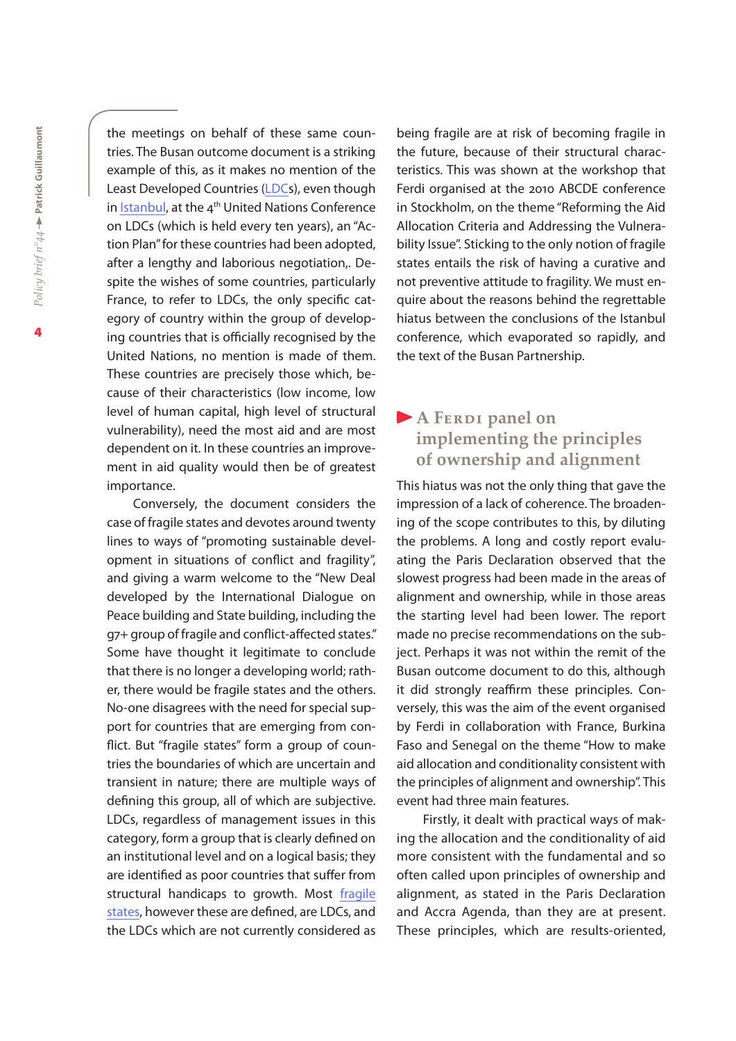the meetings on behalf of these same countries. The Busan outcome document is a striking example of this, as it makes no mention of the Least Developed Countries (LDCs), even though in Istanbul, at the 4th United Nations Conference on LDCs (which is held every ten years), an "Action Plan" for these countries had been adopted, after a lengthy and laborious negotiation,. Despite the wishes of some countries, particularly France, to refer to LDCs, the only specific category of country within the group of developing countries that is officially recognised by the United Nations, no mention is made of them. These countries are precisely those which, because of their characteristics (low income, low level of human capital, high level of structural vulnerability), need the most aid and are most dependent on it. In these countries an improvement in aid quality would then be of greatest importance.

Conversely, the document considers the case of fragile states and devotes around twenty lines to ways of "promoting sustainable development in situations of conflict and fragility", and giving a warm welcome to the "New Deal developed by the International Dialogue on Peace building and State building, including the g7+ group of fragile and conflict-affected states." Some have thought it legitimate to conclude that there is no longer a developing world; rather, there would be fragile states and the others. No-one disagrees with the need for special support for countries that are emerging from conflict. But "fragile states" form a group of countries the boundaries of which are uncertain and transient in nature; there are multiple ways of defining this group, all of which are subjective. LDCs, regardless of management issues in this category, form a group that is clearly defined on an institutional level and on a logical basis; they are identified as poor countries that suffer from structural handicaps to growth. Most fragile states, however these are defined, are LDCs, and the LDCs which are not currently considered as being fragile are at risk of becoming fragile in the future, because of their structural characteristics. This was shown at the workshop that Ferdi organised at the 2010 ABCDE conference in Stockholm, on the theme "Reforming the Aid Allocation Criteria and Addressing the Vulnerability Issue". Sticking to the only notion of fragile states entails the risk of having a curative and not preventive attitude to fragility. We must enquire about the reasons behind the regrettable hiatus between the conclusions of the Istanbul conference, which evaporated so rapidly, and the text of the Busan Partnership.

## A Ferdi panel on implementing the principles of ownership and alignment

This hiatus was not the only thing that gave the impression of a lack of coherence. The broadening of the scope contributes to this, by diluting the problems. A long and costly report evaluating the Paris Declaration observed that the slowest progress had been made in the areas of alignment and ownership, while in those areas the starting level had been lower. The report made no precise recommendations on the subject. Perhaps it was not within the remit of the Busan outcome document to do this, although it did strongly reaffirm these principles. Conversely, this was the aim of the event organised by Ferdi in collaboration with France, Burkina Faso and Senegal on the theme "How to make aid allocation and conditionality consistent with the principles of alignment and ownership". This event had three main features.

Firstly, it dealt with practical ways of making the allocation and the conditionality of aid more consistent with the fundamental and so often called upon principles of ownership and alignment, as stated in the Paris Declaration and Accra Agenda, than they are at present. These principles, which are results-oriented,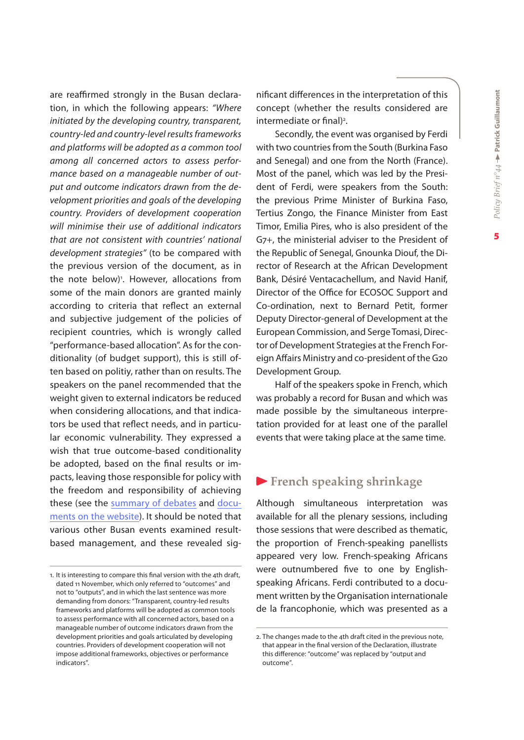are reaffirmed strongly in the Busan declaration, in which the following appears: *"Where initiated by the developing country, transparent, country-led and country-level results frameworks and platforms will be adopted as a common tool among all concerned actors to assess performance based on a manageable number of output and outcome indicators drawn from the development priorities and goals of the developing country. Providers of development cooperation will minimise their use of additional indicators that are not consistent with countries' national development strategies"* (to be compared with the previous version of the document, as in the note below)[1]. However, allocations from some of the main donors are granted mainly according to criteria that reflect an external and subjective judgement of the policies of recipient countries, which is wrongly called "performance-based allocation". As for the conditionality (of budget support), this is still often based on politiy, rather than on results. The speakers on the panel recommended that the weight given to external indicators be reduced when considering allocations, and that indicators be used that reflect needs, and in particular economic vulnerability. They expressed a wish that true outcome-based conditionality be adopted, based on the final results or impacts, leaving those responsible for policy with the freedom and responsibility of achieving these (see the summary of debates and documents on the website). It should be noted that various other Busan events examined result-based management, and these revealed significant differences in the interpretation of this concept (whether the results considered are intermediate or final)[2].

Secondly, the event was organised by Ferdi with two countries from the South (Burkina Faso and Senegal) and one from the North (France). Most of the panel, which was led by the President of Ferdi, were speakers from the South: the previous Prime Minister of Burkina Faso, Tertius Zongo, the Finance Minister from East Timor, Emilia Pires, who is also president of the G7+, the ministerial adviser to the President of the Republic of Senegal, Gnounka Diouf, the Director of Research at the African Development Bank, Désiré Ventacachellum, and Navid Hanif, Director of the Office for ECOSOC Support and Co-ordination, next to Bernard Petit, former Deputy Director-general of Development at the European Commission, and Serge Tomasi, Director of Development Strategies at the French Foreign Affairs Ministry and co-president of the G20 Development Group.

Half of the speakers spoke in French, which was probably a record for Busan and which was made possible by the simultaneous interpretation provided for at least one of the parallel events that were taking place at the same time.

## French speaking shrinkage

Although simultaneous interpretation was available for all the plenary sessions, including those sessions that were described as thematic, the proportion of French-speaking panellists appeared very low. French-speaking Africans were outnumbered five to one by English-speaking Africans. Ferdi contributed to a document written by the Organisation internationale de la francophonie, which was presented as a

---

1. It is interesting to compare this final version with the 4th draft, dated 11 November, which only referred to "outcomes" and not to "outputs", and in which the last sentence was more demanding from donors: "Transparent, country-led results frameworks and platforms will be adopted as common tools to assess performance with all concerned actors, based on a manageable number of outcome indicators drawn from the development priorities and goals articulated by developing countries. Providers of development cooperation will not impose additional frameworks, objectives or performance indicators".

2. The changes made to the 4th draft cited in the previous note, that appear in the final version of the Declaration, illustrate this difference: "outcome" was replaced by "output and outcome".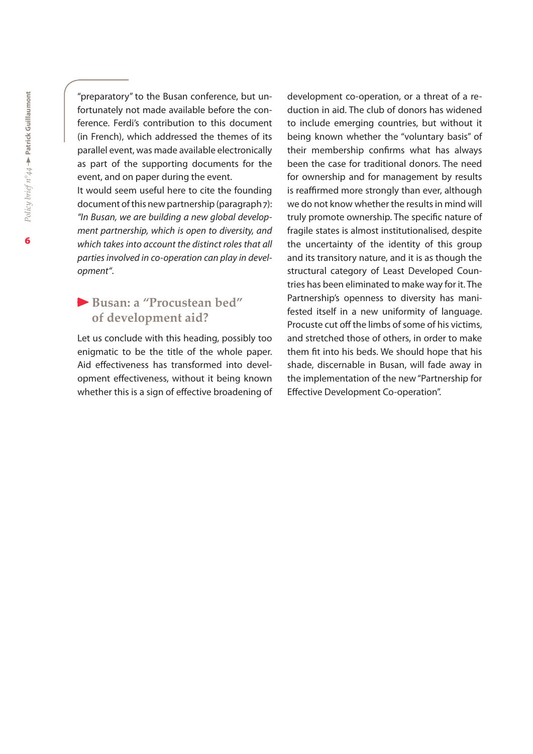"preparatory" to the Busan conference, but unfortunately not made available before the conference. Ferdi's contribution to this document (in French), which addressed the themes of its parallel event, was made available electronically as part of the supporting documents for the event, and on paper during the event.

It would seem useful here to cite the founding document of this new partnership (paragraph 7): *"In Busan, we are building a new global development partnership, which is open to diversity, and which takes into account the distinct roles that all parties involved in co-operation can play in development"*.

## Busan: a "Procustean bed" of development aid?

Let us conclude with this heading, possibly too enigmatic to be the title of the whole paper. Aid effectiveness has transformed into development effectiveness, without it being known whether this is a sign of effective broadening of development co-operation, or a threat of a reduction in aid. The club of donors has widened to include emerging countries, but without it being known whether the "voluntary basis" of their membership confirms what has always been the case for traditional donors. The need for ownership and for management by results is reaffirmed more strongly than ever, although we do not know whether the results in mind will truly promote ownership. The specific nature of fragile states is almost institutionalised, despite the uncertainty of the identity of this group and its transitory nature, and it is as though the structural category of Least Developed Countries has been eliminated to make way for it. The Partnership's openness to diversity has manifested itself in a new uniformity of language. Procuste cut off the limbs of some of his victims, and stretched those of others, in order to make them fit into his beds. We should hope that his shade, discernable in Busan, will fade away in the implementation of the new "Partnership for Effective Development Co-operation".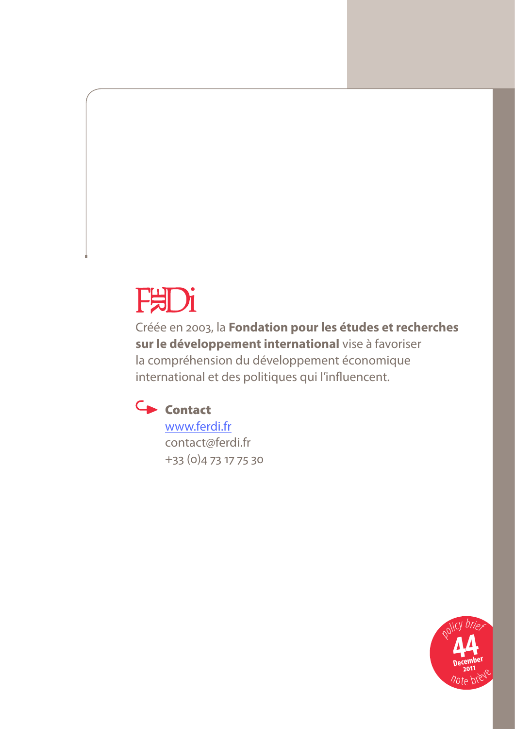FERDI

Créée en 2003, la **Fondation pour les études et recherches sur le développement international** vise à favoriser la compréhension du développement économique international et des politiques qui l'influencent.

**Contact**

www.ferdi.fr
contact@ferdi.fr
+33 (0)4 73 17 75 30

policy brief
44
December
2011
note brève